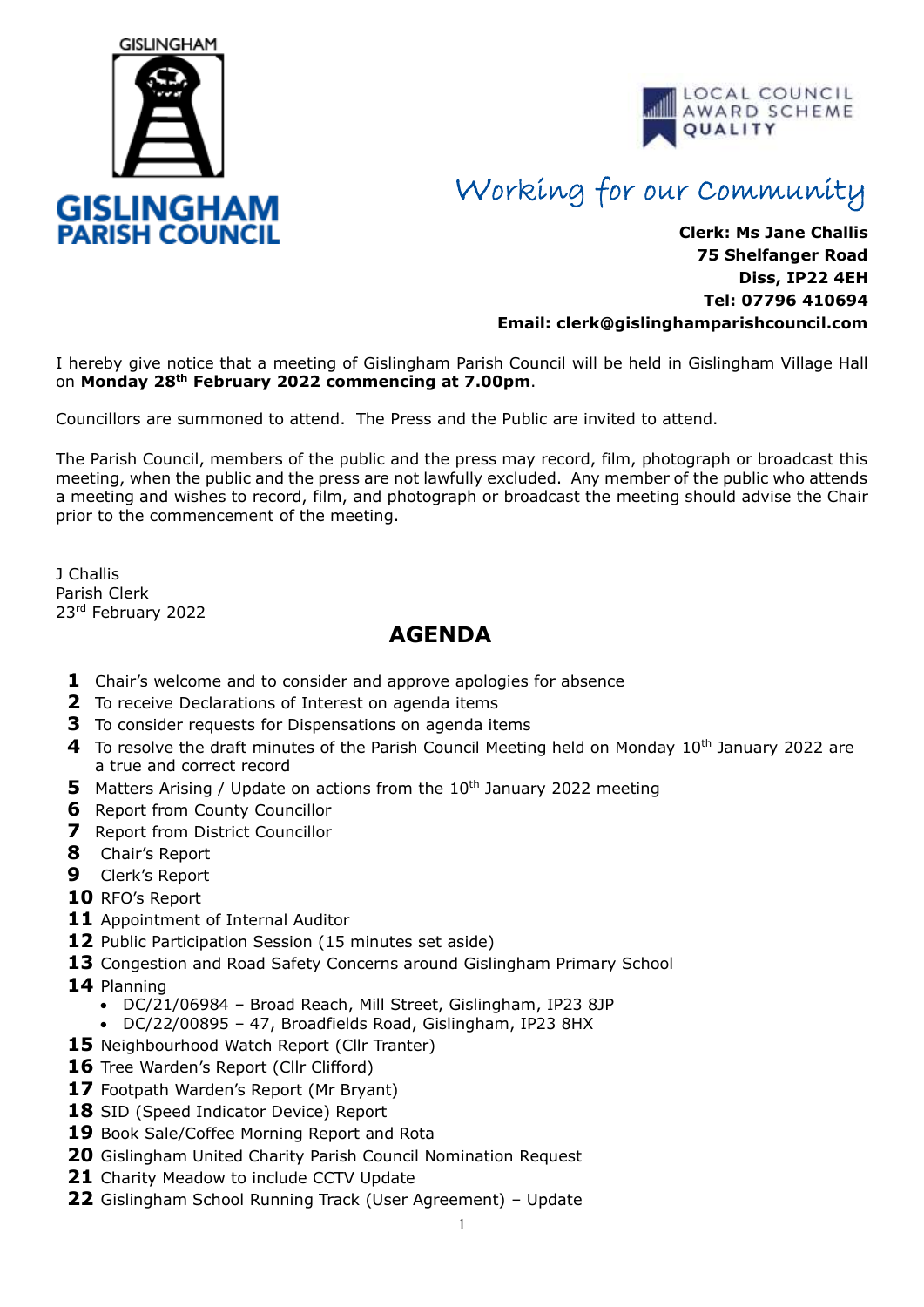GISLINGHAM

**GISLINGHAM PARISH COUNCIL**

LOCAL COUNCIL AWARD SCHEME QUALITY

*Working for our Community*

**Clerk: Ms Jane Challis**
**75 Shelfanger Road**
**Diss, IP22 4EH**
**Tel: 07796 410694**
**Email: clerk@gislinghamparishcouncil.com**

I hereby give notice that a meeting of Gislingham Parish Council will be held in Gislingham Village Hall on **Monday 28th February 2022 commencing at 7.00pm**.

Councillors are summoned to attend. The Press and the Public are invited to attend.

The Parish Council, members of the public and the press may record, film, photograph or broadcast this meeting, when the public and the press are not lawfully excluded. Any member of the public who attends a meeting and wishes to record, film, and photograph or broadcast the meeting should advise the Chair prior to the commencement of the meeting.

J Challis
Parish Clerk
23rd February 2022

## AGENDA

1. Chair's welcome and to consider and approve apologies for absence
2. To receive Declarations of Interest on agenda items
3. To consider requests for Dispensations on agenda items
4. To resolve the draft minutes of the Parish Council Meeting held on Monday 10th January 2022 are a true and correct record
5. Matters Arising / Update on actions from the 10th January 2022 meeting
6. Report from County Councillor
7. Report from District Councillor
8. Chair's Report
9. Clerk's Report
10. RFO's Report
11. Appointment of Internal Auditor
12. Public Participation Session (15 minutes set aside)
13. Congestion and Road Safety Concerns around Gislingham Primary School
14. Planning
    - DC/21/06984 – Broad Reach, Mill Street, Gislingham, IP23 8JP
    - DC/22/00895 – 47, Broadfields Road, Gislingham, IP23 8HX
15. Neighbourhood Watch Report (Cllr Tranter)
16. Tree Warden's Report (Cllr Clifford)
17. Footpath Warden's Report (Mr Bryant)
18. SID (Speed Indicator Device) Report
19. Book Sale/Coffee Morning Report and Rota
20. Gislingham United Charity Parish Council Nomination Request
21. Charity Meadow to include CCTV Update
22. Gislingham School Running Track (User Agreement) – Update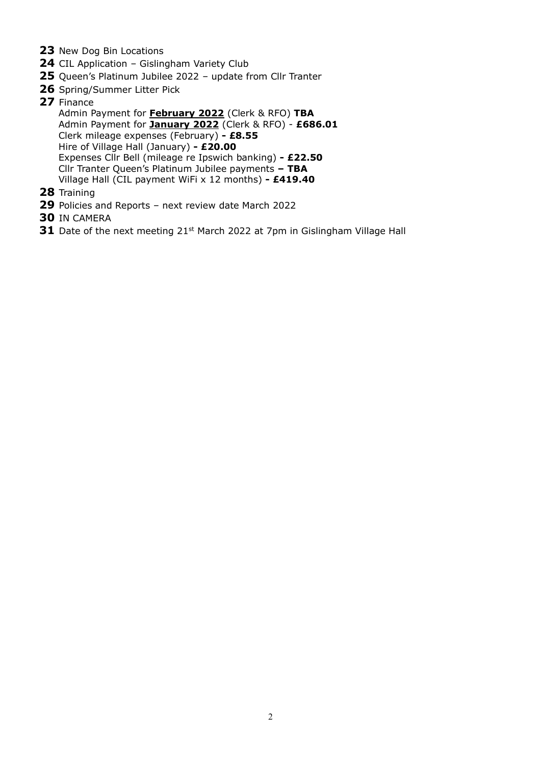**23** New Dog Bin Locations

**24** CIL Application – Gislingham Variety Club

**25** Queen's Platinum Jubilee 2022 – update from Cllr Tranter

**26** Spring/Summer Litter Pick

**27** Finance

Admin Payment for **February 2022** (Clerk & RFO) **TBA**
Admin Payment for **January 2022** (Clerk & RFO) - **£686.01**
Clerk mileage expenses (February) **- £8.55**
Hire of Village Hall (January) **- £20.00**
Expenses Cllr Bell (mileage re Ipswich banking) **- £22.50**
Cllr Tranter Queen's Platinum Jubilee payments **– TBA**
Village Hall (CIL payment WiFi x 12 months) **- £419.40**

**28** Training

**29** Policies and Reports – next review date March 2022

**30** IN CAMERA

**31** Date of the next meeting 21st March 2022 at 7pm in Gislingham Village Hall